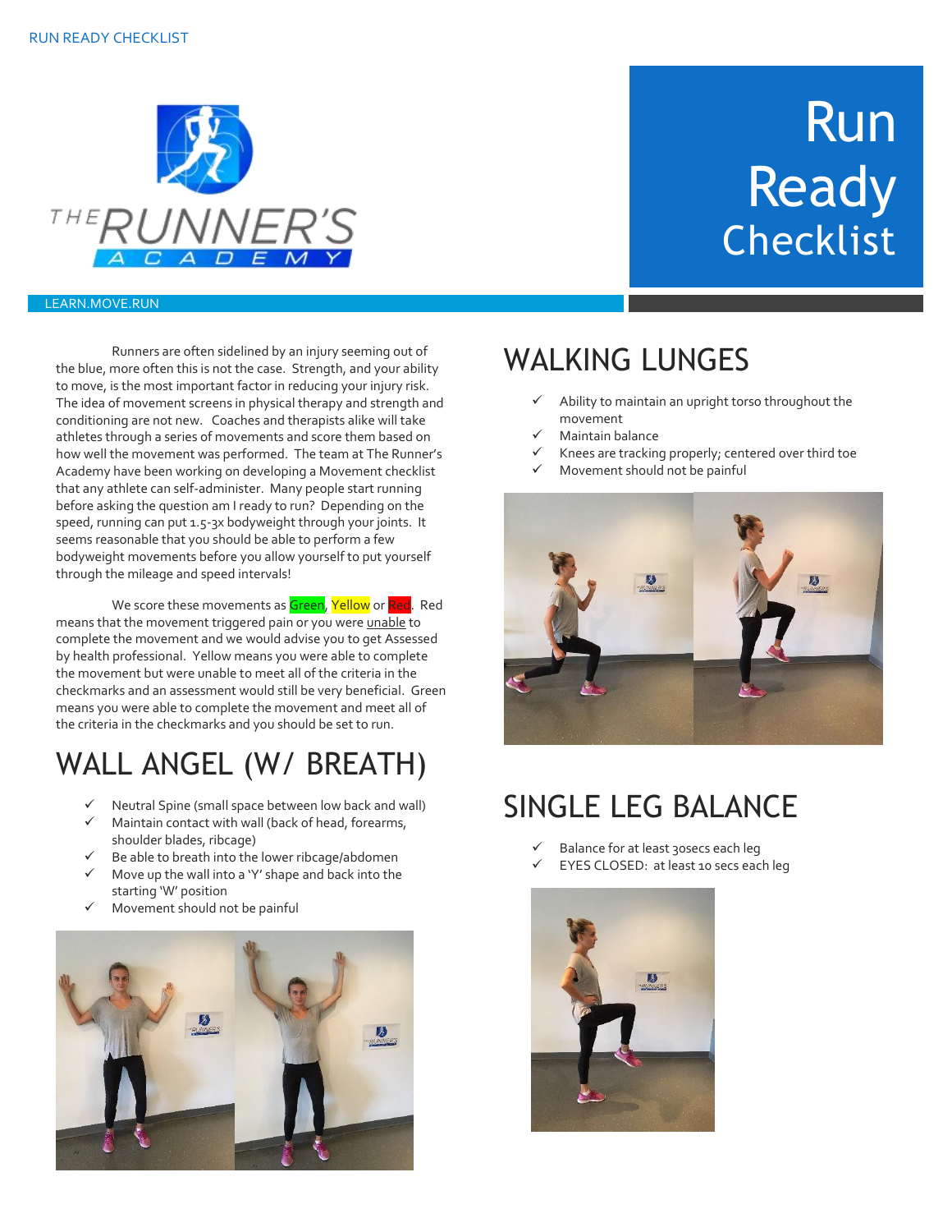# Run Ready Checklist

THE RUNNER'S ACADEMY

LEARN.MOVE.RUN

Runners are often sidelined by an injury seeming out of the blue, more often this is not the case. Strength, and your ability to move, is the most important factor in reducing your injury risk. The idea of movement screens in physical therapy and strength and conditioning are not new. Coaches and therapists alike will take athletes through a series of movements and score them based on how well the movement was performed. The team at The Runner's Academy have been working on developing a Movement checklist that any athlete can self-administer. Many people start running before asking the question am I ready to run? Depending on the speed, running can put 1.5-3x bodyweight through your joints. It seems reasonable that you should be able to perform a few bodyweight movements before you allow yourself to put yourself through the mileage and speed intervals!

We score these movements as Green, Yellow or Red. Red means that the movement triggered pain or you were unable to complete the movement and we would advise you to get Assessed by health professional. Yellow means you were able to complete the movement but were unable to meet all of the criteria in the checkmarks and an assessment would still be very beneficial. Green means you were able to complete the movement and meet all of the criteria in the checkmarks and you should be set to run.

## WALL ANGEL (W/ BREATH)

- ✓ Neutral Spine (small space between low back and wall)
- ✓ Maintain contact with wall (back of head, forearms, shoulder blades, ribcage)
- ✓ Be able to breath into the lower ribcage/abdomen
- ✓ Move up the wall into a 'Y' shape and back into the starting 'W' position
- ✓ Movement should not be painful

## WALKING LUNGES

- ✓ Ability to maintain an upright torso throughout the movement
- ✓ Maintain balance
- ✓ Knees are tracking properly; centered over third toe
- ✓ Movement should not be painful

## SINGLE LEG BALANCE

- ✓ Balance for at least 30secs each leg
- ✓ EYES CLOSED: at least 10 secs each leg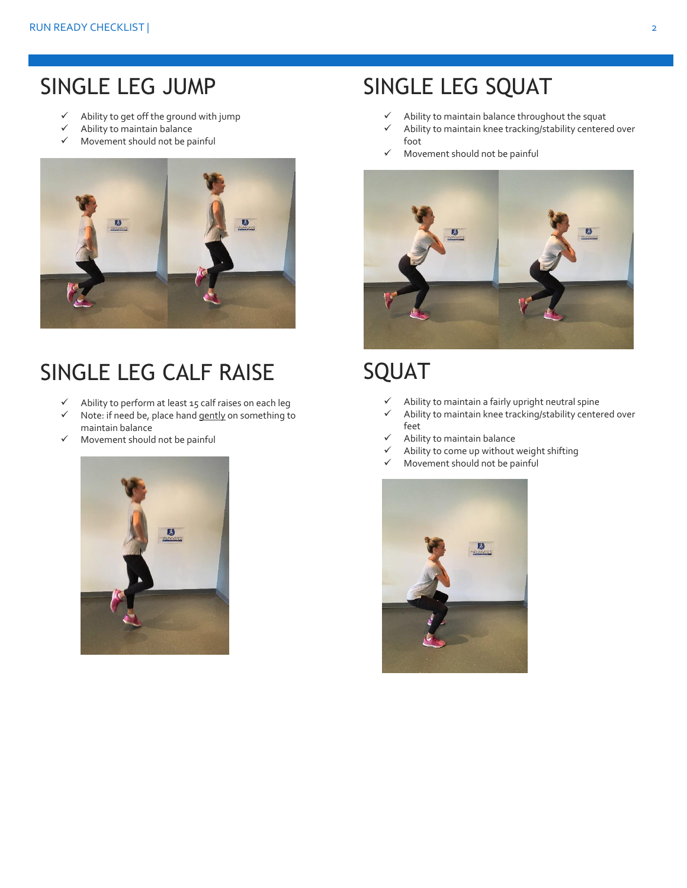## SINGLE LEG JUMP

- ✓ Ability to get off the ground with jump
- ✓ Ability to maintain balance
- ✓ Movement should not be painful

## SINGLE LEG CALF RAISE

- ✓ Ability to perform at least 15 calf raises on each leg
- ✓ Note: if need be, place hand <u>gently</u> on something to maintain balance
- ✓ Movement should not be painful

## SINGLE LEG SQUAT

- ✓ Ability to maintain balance throughout the squat
- ✓ Ability to maintain knee tracking/stability centered over foot
- ✓ Movement should not be painful

## SQUAT

- ✓ Ability to maintain a fairly upright neutral spine
- ✓ Ability to maintain knee tracking/stability centered over feet
- ✓ Ability to maintain balance
- ✓ Ability to come up without weight shifting
- ✓ Movement should not be painful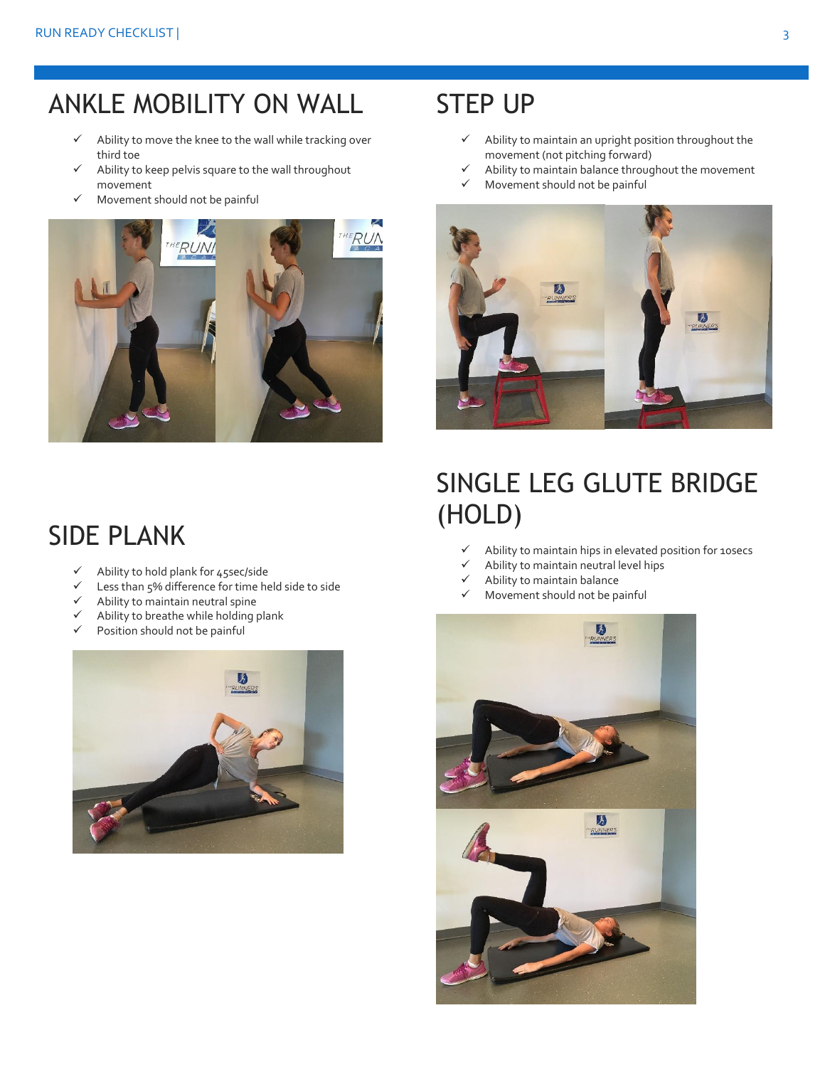## ANKLE MOBILITY ON WALL

- ✓ Ability to move the knee to the wall while tracking over third toe
- ✓ Ability to keep pelvis square to the wall throughout movement
- ✓ Movement should not be painful

## STEP UP

- ✓ Ability to maintain an upright position throughout the movement (not pitching forward)
- ✓ Ability to maintain balance throughout the movement
- ✓ Movement should not be painful

## SIDE PLANK

- ✓ Ability to hold plank for 45sec/side
- ✓ Less than 5% difference for time held side to side
- ✓ Ability to maintain neutral spine
- ✓ Ability to breathe while holding plank
- ✓ Position should not be painful

## SINGLE LEG GLUTE BRIDGE (HOLD)

- ✓ Ability to maintain hips in elevated position for 10secs
- ✓ Ability to maintain neutral level hips
- ✓ Ability to maintain balance
- ✓ Movement should not be painful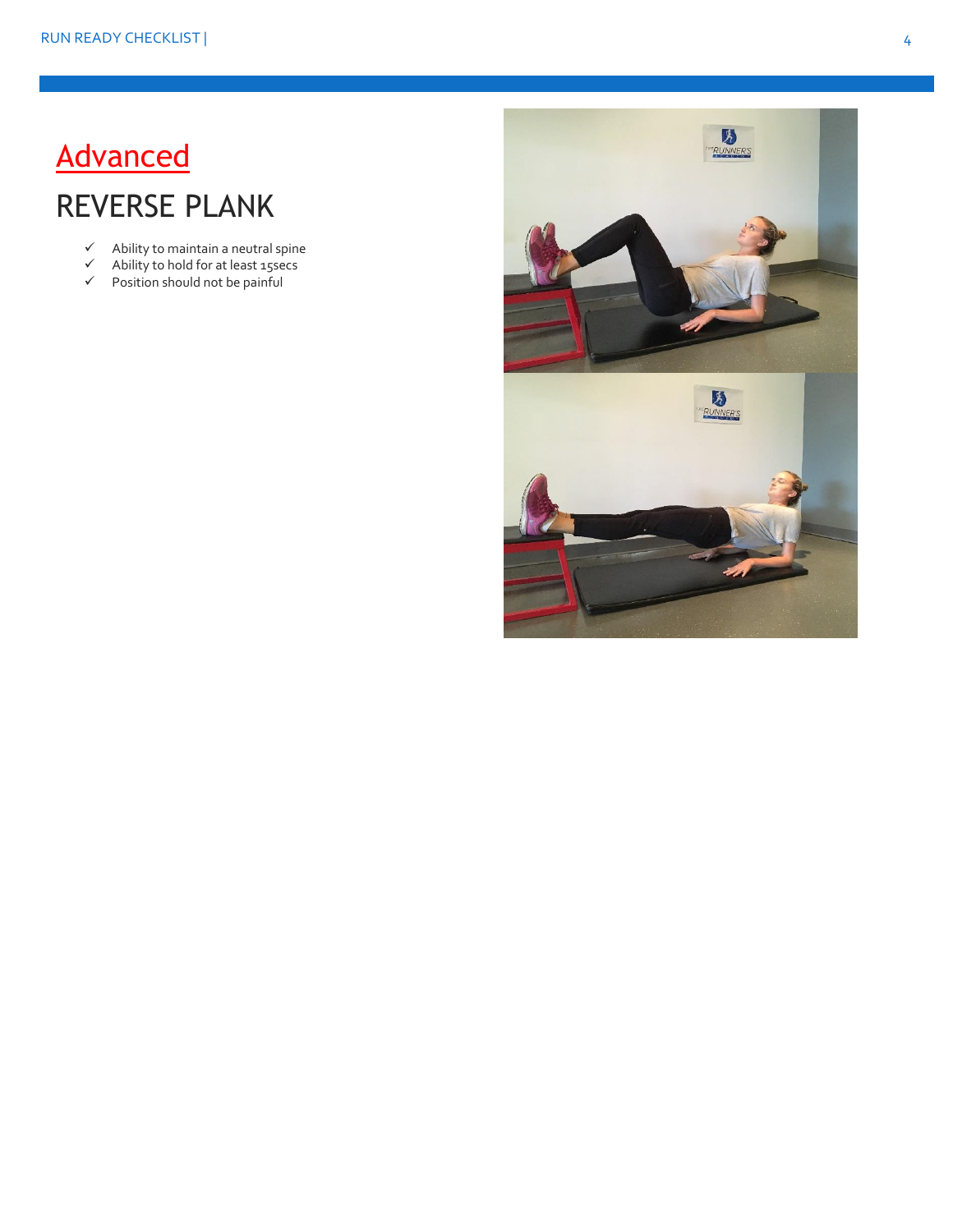# Advanced

## REVERSE PLANK

- ✓ Ability to maintain a neutral spine
- ✓ Ability to hold for at least 15secs
- ✓ Position should not be painful